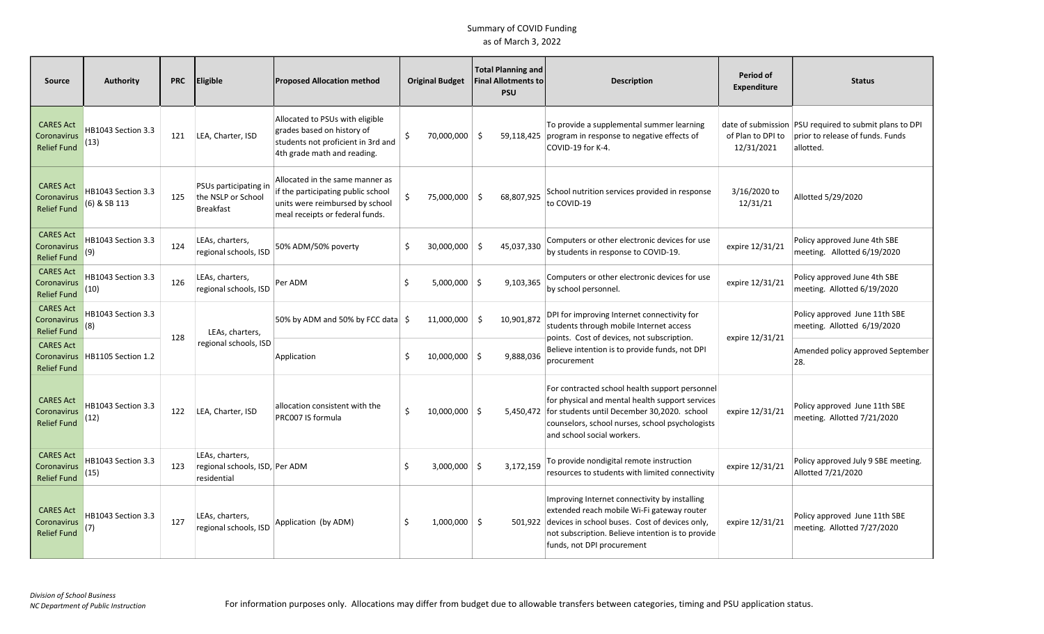# Summary of COVID Funding

as of March 3, 2022

| Source | Authority | PRC | Eligible | Proposed Allocation method | Original Budget | Total Planning and Final Allotments to PSU | Description | Period of Expenditure | Status |
|---|---|---|---|---|---|---|---|---|---|
| CARES Act Coronavirus Relief Fund | HB1043 Section 3.3 (13) | 121 | LEA, Charter, ISD | Allocated to PSUs with eligible grades based on history of students not proficient in 3rd and 4th grade math and reading. | $ 70,000,000 | $ 59,118,425 | To provide a supplemental summer learning program in response to negative effects of COVID-19 for K-4. | date of submission of Plan to DPI to 12/31/2021 | PSU required to submit plans to DPI prior to release of funds. Funds allotted. |
| CARES Act Coronavirus Relief Fund | HB1043 Section 3.3 (6) & SB 113 | 125 | PSUs participating in the NSLP or School Breakfast | Allocated in the same manner as if the participating public school units were reimbursed by school meal receipts or federal funds. | $ 75,000,000 | $ 68,807,925 | School nutrition services provided in response to COVID-19 | 3/16/2020 to 12/31/21 | Allotted 5/29/2020 |
| CARES Act Coronavirus Relief Fund | HB1043 Section 3.3 (9) | 124 | LEAs, charters, regional schools, ISD | 50% ADM/50% poverty | $ 30,000,000 | $ 45,037,330 | Computers or other electronic devices for use by students in response to COVID-19. | expire 12/31/21 | Policy approved June 4th SBE meeting. Allotted 6/19/2020 |
| CARES Act Coronavirus Relief Fund | HB1043 Section 3.3 (10) | 126 | LEAs, charters, regional schools, ISD | Per ADM | $ 5,000,000 | $ 9,103,365 | Computers or other electronic devices for use by school personnel. | expire 12/31/21 | Policy approved June 4th SBE meeting. Allotted 6/19/2020 |
| CARES Act Coronavirus Relief Fund | HB1043 Section 3.3 (8) | 128 | LEAs, charters, regional schools, ISD | 50% by ADM and 50% by FCC data | $ 11,000,000 | $ 10,901,872 | DPI for improving Internet connectivity for students through mobile Internet access points. Cost of devices, not subscription. Believe intention is to provide funds, not DPI procurement | expire 12/31/21 | Policy approved June 11th SBE meeting. Allotted 6/19/2020 |
| CARES Act Coronavirus Relief Fund | HB1105 Section 1.2 | | | Application | $ 10,000,000 | $ 9,888,036 | | | Amended policy approved September 28. |
| CARES Act Coronavirus Relief Fund | HB1043 Section 3.3 (12) | 122 | LEA, Charter, ISD | allocation consistent with the PRC007 IS formula | $ 10,000,000 | $ 5,450,472 | For contracted school health support personnel for physical and mental health support services for students until December 30,2020. school counselors, school nurses, school psychologists and school social workers. | expire 12/31/21 | Policy approved June 11th SBE meeting. Allotted 7/21/2020 |
| CARES Act Coronavirus Relief Fund | HB1043 Section 3.3 (15) | 123 | LEAs, charters, regional schools, ISD, residential | Per ADM | $ 3,000,000 | $ 3,172,159 | To provide nondigital remote instruction resources to students with limited connectivity | expire 12/31/21 | Policy approved July 9 SBE meeting. Allotted 7/21/2020 |
| CARES Act Coronavirus Relief Fund | HB1043 Section 3.3 (7) | 127 | LEAs, charters, regional schools, ISD | Application (by ADM) | $ 1,000,000 | $ 501,922 | Improving Internet connectivity by installing extended reach mobile Wi-Fi gateway router devices in school buses. Cost of devices only, not subscription. Believe intention is to provide funds, not DPI procurement | expire 12/31/21 | Policy approved June 11th SBE meeting. Allotted 7/27/2020 |

*Division of School Business*
*NC Department of Public Instruction*

For information purposes only. Allocations may differ from budget due to allowable transfers between categories, timing and PSU application status.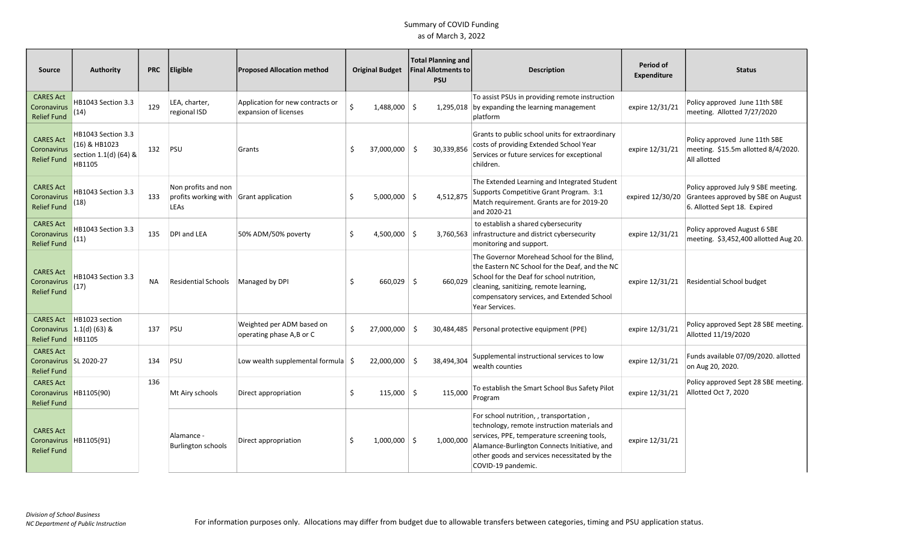# Summary of COVID Funding

as of March 3, 2022

| Source | Authority | PRC | Eligible | Proposed Allocation method | Original Budget | Total Planning and Final Allotments to PSU | Description | Period of Expenditure | Status |
|---|---|---|---|---|---|---|---|---|---|
| CARES Act Coronavirus Relief Fund | HB1043 Section 3.3 (14) | 129 | LEA, charter, regional ISD | Application for new contracts or expansion of licenses | $ 1,488,000 | $ 1,295,018 | To assist PSUs in providing remote instruction by expanding the learning management platform | expire 12/31/21 | Policy approved June 11th SBE meeting. Allotted 7/27/2020 |
| CARES Act Coronavirus Relief Fund | HB1043 Section 3.3 (16) & HB1023 section 1.1(d) (64) & HB1105 | 132 | PSU | Grants | $ 37,000,000 | $ 30,339,856 | Grants to public school units for extraordinary costs of providing Extended School Year Services or future services for exceptional children. | expire 12/31/21 | Policy approved June 11th SBE meeting. $15.5m allotted 8/4/2020. All allotted |
| CARES Act Coronavirus Relief Fund | HB1043 Section 3.3 (18) | 133 | Non profits and non profits working with LEAs | Grant application | $ 5,000,000 | $ 4,512,875 | The Extended Learning and Integrated Student Supports Competitive Grant Program. 3:1 Match requirement. Grants are for 2019-20 and 2020-21 | expired 12/30/20 | Policy approved July 9 SBE meeting. Grantees approved by SBE on August 6. Allotted Sept 18. Expired |
| CARES Act Coronavirus Relief Fund | HB1043 Section 3.3 (11) | 135 | DPI and LEA | 50% ADM/50% poverty | $ 4,500,000 | $ 3,760,563 | to establish a shared cybersecurity infrastructure and district cybersecurity monitoring and support. | expire 12/31/21 | Policy approved August 6 SBE meeting. $3,452,400 allotted Aug 20. |
| CARES Act Coronavirus Relief Fund | HB1043 Section 3.3 (17) | NA | Residential Schools | Managed by DPI | $ 660,029 | $ 660,029 | The Governor Morehead School for the Blind, the Eastern NC School for the Deaf, and the NC School for the Deaf for school nutrition, cleaning, sanitizing, remote learning, compensatory services, and Extended School Year Services. | expire 12/31/21 | Residential School budget |
| CARES Act Coronavirus Relief Fund | HB1023 section 1.1(d) (63) & HB1105 | 137 | PSU | Weighted per ADM based on operating phase A,B or C | $ 27,000,000 | $ 30,484,485 | Personal protective equipment (PPE) | expire 12/31/21 | Policy approved Sept 28 SBE meeting. Allotted 11/19/2020 |
| CARES Act Coronavirus Relief Fund | SL 2020-27 | 134 | PSU | Low wealth supplemental formula | $ 22,000,000 | $ 38,494,304 | Supplemental instructional services to low wealth counties | expire 12/31/21 | Funds available 07/09/2020. allotted on Aug 20, 2020. |
| CARES Act Coronavirus Relief Fund | HB1105(90) | 136 | Mt Airy schools | Direct appropriation | $ 115,000 | $ 115,000 | To establish the Smart School Bus Safety Pilot Program | expire 12/31/21 | Policy approved Sept 28 SBE meeting. Allotted Oct 7, 2020 |
| CARES Act Coronavirus Relief Fund | HB1105(91) | | Alamance - Burlington schools | Direct appropriation | $ 1,000,000 | $ 1,000,000 | For school nutrition, , transportation , technology, remote instruction materials and services, PPE, temperature screening tools, Alamance-Burlington Connects Initiative, and other goods and services necessitated by the COVID-19 pandemic. | expire 12/31/21 | |

*Division of School Business*
*NC Department of Public Instruction*

For information purposes only. Allocations may differ from budget due to allowable transfers between categories, timing and PSU application status.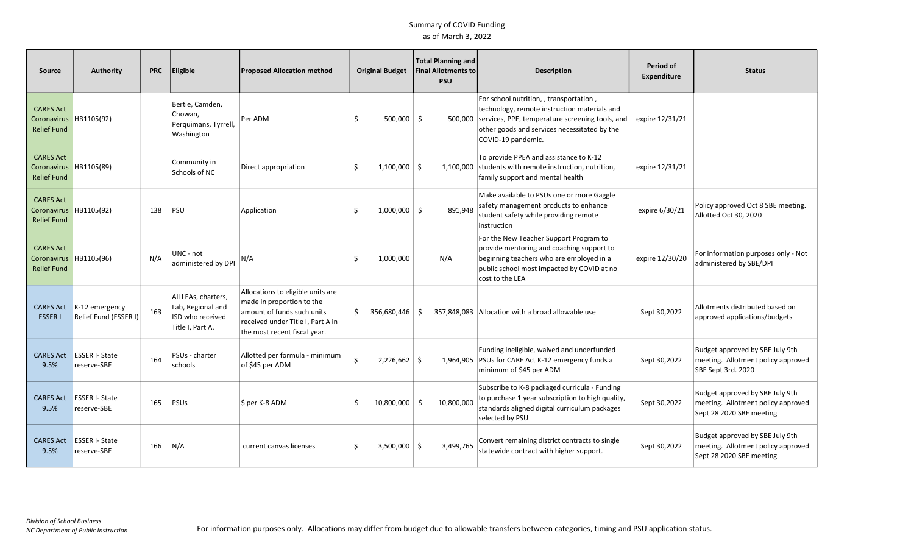# Summary of COVID Funding

as of March 3, 2022

| Source | Authority | PRC | Eligible | Proposed Allocation method | Original Budget | Total Planning and Final Allotments to PSU | Description | Period of Expenditure | Status |
|---|---|---|---|---|---|---|---|---|---|
| CARES Act Coronavirus Relief Fund | HB1105(92) | | Bertie, Camden, Chowan, Perquimans, Tyrrell, Washington | Per ADM | $ 500,000 | $ 500,000 | For school nutrition, , transportation , technology, remote instruction materials and services, PPE, temperature screening tools, and other goods and services necessitated by the COVID-19 pandemic. | expire 12/31/21 | |
| CARES Act Coronavirus Relief Fund | HB1105(89) | | Community in Schools of NC | Direct appropriation | $ 1,100,000 | $ 1,100,000 | To provide PPEA and assistance to K-12 students with remote instruction, nutrition, family support and mental health | expire 12/31/21 | |
| CARES Act Coronavirus Relief Fund | HB1105(92) | 138 | PSU | Application | $ 1,000,000 | $ 891,948 | Make available to PSUs one or more Gaggle safety management products to enhance student safety while providing remote instruction | expire 6/30/21 | Policy approved Oct 8 SBE meeting. Allotted Oct 30, 2020 |
| CARES Act Coronavirus Relief Fund | HB1105(96) | N/A | UNC - not administered by DPI | N/A | $ 1,000,000 | N/A | For the New Teacher Support Program to provide mentoring and coaching support to beginning teachers who are employed in a public school most impacted by COVID at no cost to the LEA | expire 12/30/20 | For information purposes only - Not administered by SBE/DPI |
| CARES Act ESSER I | K-12 emergency Relief Fund (ESSER I) | 163 | All LEAs, charters, Lab, Regional and ISD who received Title I, Part A. | Allocations to eligible units are made in proportion to the amount of funds such units received under Title I, Part A in the most recent fiscal year. | $ 356,680,446 | $ 357,848,083 | Allocation with a broad allowable use | Sept 30,2022 | Allotments distributed based on approved applications/budgets |
| CARES Act 9.5% | ESSER I- State reserve-SBE | 164 | PSUs - charter schools | Allotted per formula - minimum of $45 per ADM | $ 2,226,662 | $ 1,964,905 | Funding ineligible, waived and underfunded PSUs for CARE Act K-12 emergency funds a minimum of $45 per ADM | Sept 30,2022 | Budget approved by SBE July 9th meeting. Allotment policy approved SBE Sept 3rd. 2020 |
| CARES Act 9.5% | ESSER I- State reserve-SBE | 165 | PSUs | $ per K-8 ADM | $ 10,800,000 | $ 10,800,000 | Subscribe to K-8 packaged curricula - Funding to purchase 1 year subscription to high quality, standards aligned digital curriculum packages selected by PSU | Sept 30,2022 | Budget approved by SBE July 9th meeting. Allotment policy approved Sept 28 2020 SBE meeting |
| CARES Act 9.5% | ESSER I- State reserve-SBE | 166 | N/A | current canvas licenses | $ 3,500,000 | $ 3,499,765 | Convert remaining district contracts to single statewide contract with higher support. | Sept 30,2022 | Budget approved by SBE July 9th meeting. Allotment policy approved Sept 28 2020 SBE meeting |

*Division of School Business*
*NC Department of Public Instruction*

For information purposes only. Allocations may differ from budget due to allowable transfers between categories, timing and PSU application status.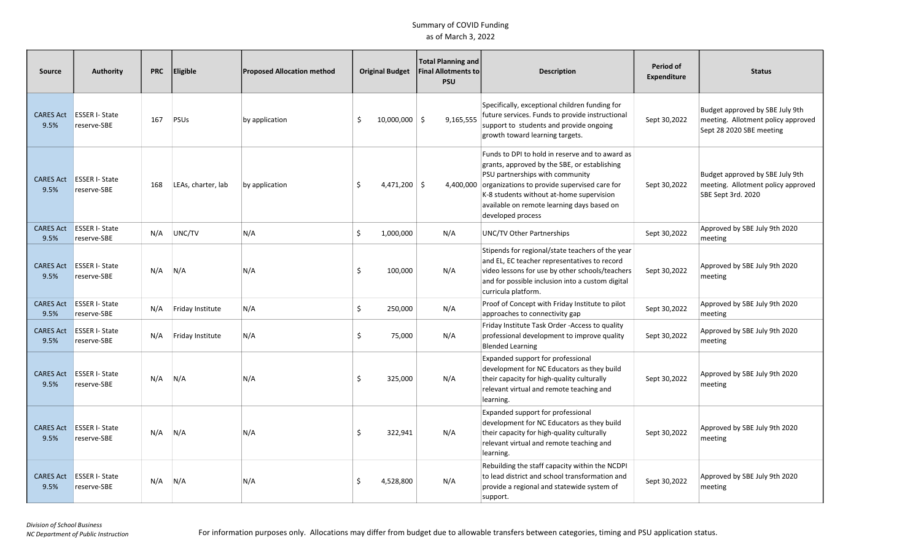Summary of COVID Funding
as of March 3, 2022

| Source | Authority | PRC | Eligible | Proposed Allocation method | Original Budget | Total Planning and Final Allotments to PSU | Description | Period of Expenditure | Status |
|---|---|---|---|---|---|---|---|---|---|
| CARES Act 9.5% | ESSER I- State reserve-SBE | 167 | PSUs | by application | $ 10,000,000 | $ 9,165,555 | Specifically, exceptional children funding for future services. Funds to provide instructional support to students and provide ongoing growth toward learning targets. | Sept 30,2022 | Budget approved by SBE July 9th meeting. Allotment policy approved Sept 28 2020 SBE meeting |
| CARES Act 9.5% | ESSER I- State reserve-SBE | 168 | LEAs, charter, lab | by application | $ 4,471,200 | $ 4,400,000 | Funds to DPI to hold in reserve and to award as grants, approved by the SBE, or establishing PSU partnerships with community organizations to provide supervised care for K-8 students without at-home supervision available on remote learning days based on developed process | Sept 30,2022 | Budget approved by SBE July 9th meeting. Allotment policy approved SBE Sept 3rd. 2020 |
| CARES Act 9.5% | ESSER I- State reserve-SBE | N/A | UNC/TV | N/A | $ 1,000,000 | N/A | UNC/TV Other Partnerships | Sept 30,2022 | Approved by SBE July 9th 2020 meeting |
| CARES Act 9.5% | ESSER I- State reserve-SBE | N/A | N/A | N/A | $ 100,000 | N/A | Stipends for regional/state teachers of the year and EL, EC teacher representatives to record video lessons for use by other schools/teachers and for possible inclusion into a custom digital curricula platform. | Sept 30,2022 | Approved by SBE July 9th 2020 meeting |
| CARES Act 9.5% | ESSER I- State reserve-SBE | N/A | Friday Institute | N/A | $ 250,000 | N/A | Proof of Concept with Friday Institute to pilot approaches to connectivity gap | Sept 30,2022 | Approved by SBE July 9th 2020 meeting |
| CARES Act 9.5% | ESSER I- State reserve-SBE | N/A | Friday Institute | N/A | $ 75,000 | N/A | Friday Institute Task Order -Access to quality professional development to improve quality Blended Learning | Sept 30,2022 | Approved by SBE July 9th 2020 meeting |
| CARES Act 9.5% | ESSER I- State reserve-SBE | N/A | N/A | N/A | $ 325,000 | N/A | Expanded support for professional development for NC Educators as they build their capacity for high-quality culturally relevant virtual and remote teaching and learning. | Sept 30,2022 | Approved by SBE July 9th 2020 meeting |
| CARES Act 9.5% | ESSER I- State reserve-SBE | N/A | N/A | N/A | $ 322,941 | N/A | Expanded support for professional development for NC Educators as they build their capacity for high-quality culturally relevant virtual and remote teaching and learning. | Sept 30,2022 | Approved by SBE July 9th 2020 meeting |
| CARES Act 9.5% | ESSER I- State reserve-SBE | N/A | N/A | N/A | $ 4,528,800 | N/A | Rebuilding the staff capacity within the NCDPI to lead district and school transformation and provide a regional and statewide system of support. | Sept 30,2022 | Approved by SBE July 9th 2020 meeting |

*Division of School Business*
*NC Department of Public Instruction*

For information purposes only. Allocations may differ from budget due to allowable transfers between categories, timing and PSU application status.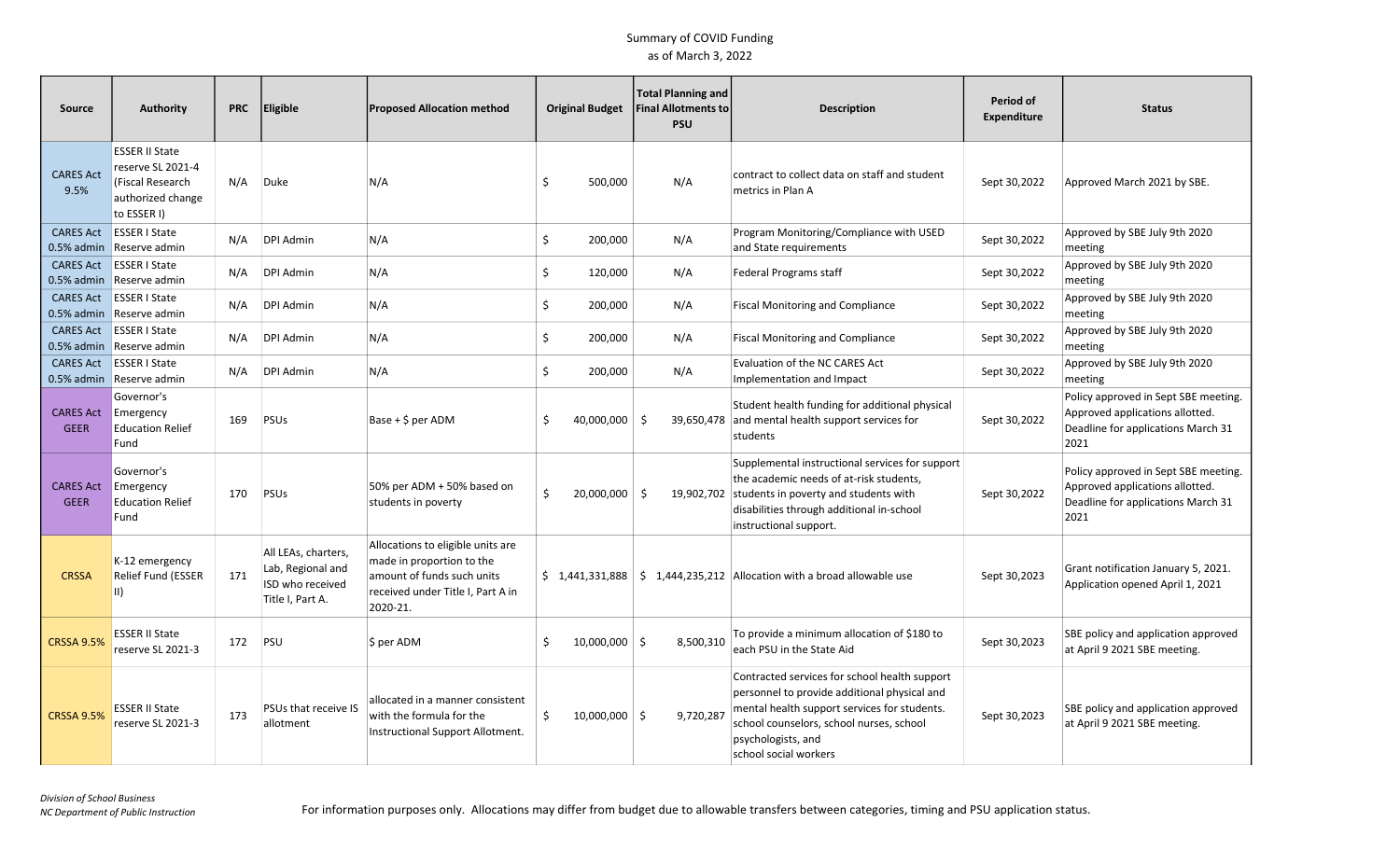Summary of COVID Funding
as of March 3, 2022

| Source | Authority | PRC | Eligible | Proposed Allocation method | Original Budget | Total Planning and Final Allotments to PSU | Description | Period of Expenditure | Status |
|---|---|---|---|---|---|---|---|---|---|
| CARES Act 9.5% | ESSER II State reserve SL 2021-4 (Fiscal Research authorized change to ESSER I) | N/A | Duke | N/A | $ 500,000 | N/A | contract to collect data on staff and student metrics in Plan A | Sept 30,2022 | Approved March 2021 by SBE. |
| CARES Act 0.5% admin | ESSER I State Reserve admin | N/A | DPI Admin | N/A | $ 200,000 | N/A | Program Monitoring/Compliance with USED and State requirements | Sept 30,2022 | Approved by SBE July 9th 2020 meeting |
| CARES Act 0.5% admin | ESSER I State Reserve admin | N/A | DPI Admin | N/A | $ 120,000 | N/A | Federal Programs staff | Sept 30,2022 | Approved by SBE July 9th 2020 meeting |
| CARES Act 0.5% admin | ESSER I State Reserve admin | N/A | DPI Admin | N/A | $ 200,000 | N/A | Fiscal Monitoring and Compliance | Sept 30,2022 | Approved by SBE July 9th 2020 meeting |
| CARES Act 0.5% admin | ESSER I State Reserve admin | N/A | DPI Admin | N/A | $ 200,000 | N/A | Fiscal Monitoring and Compliance | Sept 30,2022 | Approved by SBE July 9th 2020 meeting |
| CARES Act 0.5% admin | ESSER I State Reserve admin | N/A | DPI Admin | N/A | $ 200,000 | N/A | Evaluation of the NC CARES Act Implementation and Impact | Sept 30,2022 | Approved by SBE July 9th 2020 meeting |
| CARES Act GEER | Governor's Emergency Education Relief Fund | 169 | PSUs | Base + $ per ADM | $ 40,000,000 | $ 39,650,478 | Student health funding for additional physical and mental health support services for students | Sept 30,2022 | Policy approved in Sept SBE meeting. Approved applications allotted. Deadline for applications March 31 2021 |
| CARES Act GEER | Governor's Emergency Education Relief Fund | 170 | PSUs | 50% per ADM + 50% based on students in poverty | $ 20,000,000 | $ 19,902,702 | Supplemental instructional services for support the academic needs of at-risk students, students in poverty and students with disabilities through additional in-school instructional support. | Sept 30,2022 | Policy approved in Sept SBE meeting. Approved applications allotted. Deadline for applications March 31 2021 |
| CRSSA | K-12 emergency Relief Fund (ESSER II) | 171 | All LEAs, charters, Lab, Regional and ISD who received Title I, Part A. | Allocations to eligible units are made in proportion to the amount of funds such units received under Title I, Part A in 2020-21. | $ 1,441,331,888 | $ 1,444,235,212 | Allocation with a broad allowable use | Sept 30,2023 | Grant notification January 5, 2021. Application opened April 1, 2021 |
| CRSSA 9.5% | ESSER II State reserve SL 2021-3 | 172 | PSU | $ per ADM | $ 10,000,000 | $ 8,500,310 | To provide a minimum allocation of $180 to each PSU in the State Aid | Sept 30,2023 | SBE policy and application approved at April 9 2021 SBE meeting. |
| CRSSA 9.5% | ESSER II State reserve SL 2021-3 | 173 | PSUs that receive IS allotment | allocated in a manner consistent with the formula for the Instructional Support Allotment. | $ 10,000,000 | $ 9,720,287 | Contracted services for school health support personnel to provide additional physical and mental health support services for students. school counselors, school nurses, school psychologists, and school social workers | Sept 30,2023 | SBE policy and application approved at April 9 2021 SBE meeting. |

*Division of School Business*
*NC Department of Public Instruction*

For information purposes only. Allocations may differ from budget due to allowable transfers between categories, timing and PSU application status.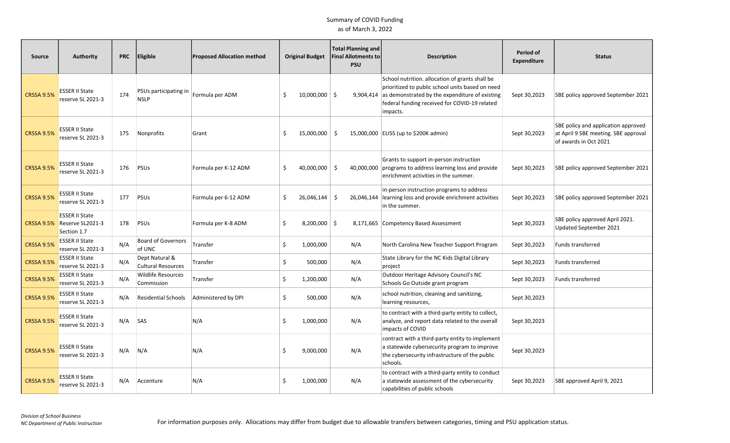# Summary of COVID Funding

as of March 3, 2022

| Source | Authority | PRC | Eligible | Proposed Allocation method | Original Budget | Total Planning and Final Allotments to PSU | Description | Period of Expenditure | Status |
|---|---|---|---|---|---|---|---|---|---|
| CRSSA 9.5% | ESSER II State reserve SL 2021-3 | 174 | PSUs participating in NSLP | Formula per ADM | $ 10,000,000 | $ 9,904,414 | School nutrition. allocation of grants shall be prioritized to public school units based on need as demonstrated by the expenditure of existing federal funding received for COVID-19 related impacts. | Sept 30,2023 | SBE policy approved September 2021 |
| CRSSA 9.5% | ESSER II State reserve SL 2021-3 | 175 | Nonprofits | Grant | $ 15,000,000 | $ 15,000,000 | ELISS (up to $200K admin) | Sept 30,2023 | SBE policy and application approved at April 9 SBE meeting. SBE approval of awards in Oct 2021 |
| CRSSA 9.5% | ESSER II State reserve SL 2021-3 | 176 | PSUs | Formula per K-12 ADM | $ 40,000,000 | $ 40,000,000 | Grants to support in-person instruction programs to address learning loss and provide enrichment activities in the summer. | Sept 30,2023 | SBE policy approved September 2021 |
| CRSSA 9.5% | ESSER II State reserve SL 2021-3 | 177 | PSUs | Formula per 6-12 ADM | $ 26,046,144 | $ 26,046,144 | in-person instruction programs to address learning loss and provide enrichment activities in the summer. | Sept 30,2023 | SBE policy approved September 2021 |
| CRSSA 9.5% | ESSER II State Reserve SL2021-3 Section 1.7 | 178 | PSUs | Formula per K-8 ADM | $ 8,200,000 | $ 8,171,665 | Competency Based Assessment | Sept 30,2023 | SBE policy approved April 2021. Updated September 2021 |
| CRSSA 9.5% | ESSER II State reserve SL 2021-3 | N/A | Board of Governors of UNC | Transfer | $ 1,000,000 | N/A | North Carolina New Teacher Support Program | Sept 30,2023 | Funds transferred |
| CRSSA 9.5% | ESSER II State reserve SL 2021-3 | N/A | Dept Natural & Cultural Resources | Transfer | $ 500,000 | N/A | State Library for the NC Kids Digital Library project | Sept 30,2023 | Funds transferred |
| CRSSA 9.5% | ESSER II State reserve SL 2021-3 | N/A | Wildlife Resources Commission | Transfer | $ 1,200,000 | N/A | Outdoor Heritage Advisory Council's NC Schools Go Outside grant program | Sept 30,2023 | Funds transferred |
| CRSSA 9.5% | ESSER II State reserve SL 2021-3 | N/A | Residential Schools | Administered by DPI | $ 500,000 | N/A | school nutrition, cleaning and sanitizing, learning resources, | Sept 30,2023 | |
| CRSSA 9.5% | ESSER II State reserve SL 2021-3 | N/A | SAS | N/A | $ 1,000,000 | N/A | to contract with a third-party entity to collect, analyze, and report data related to the overall impacts of COVID | Sept 30,2023 | |
| CRSSA 9.5% | ESSER II State reserve SL 2021-3 | N/A | N/A | N/A | $ 9,000,000 | N/A | contract with a third-party entity to implement a statewide cybersecurity program to improve the cybersecurity infrastructure of the public schools. | Sept 30,2023 | |
| CRSSA 9.5% | ESSER II State reserve SL 2021-3 | N/A | Accenture | N/A | $ 1,000,000 | N/A | to contract with a third-party entity to conduct a statewide assessment of the cybersecurity capabilities of public schools | Sept 30,2023 | SBE approved April 9, 2021 |

*Division of School Business*
*NC Department of Public Instruction*

For information purposes only. Allocations may differ from budget due to allowable transfers between categories, timing and PSU application status.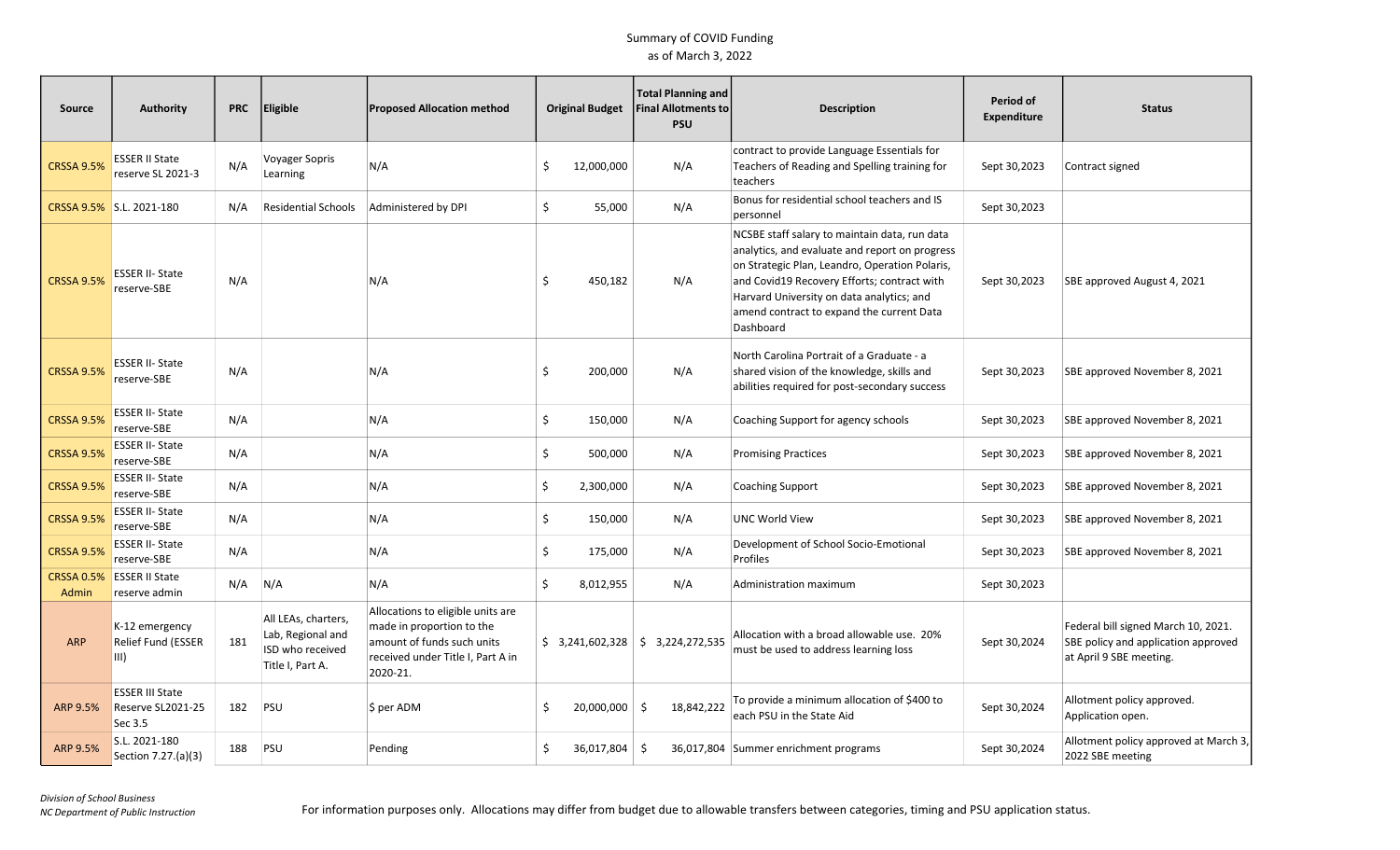Summary of COVID Funding
as of March 3, 2022

| Source | Authority | PRC | Eligible | Proposed Allocation method | Original Budget | Total Planning and Final Allotments to PSU | Description | Period of Expenditure | Status |
|---|---|---|---|---|---|---|---|---|---|
| CRSSA 9.5% | ESSER II State reserve SL 2021-3 | N/A | Voyager Sopris Learning | N/A | $ 12,000,000 | N/A | contract to provide Language Essentials for Teachers of Reading and Spelling training for teachers | Sept 30,2023 | Contract signed |
| CRSSA 9.5% | S.L. 2021-180 | N/A | Residential Schools | Administered by DPI | $ 55,000 | N/A | Bonus for residential school teachers and IS personnel | Sept 30,2023 | |
| CRSSA 9.5% | ESSER II- State reserve-SBE | N/A | | N/A | $ 450,182 | N/A | NCSBE staff salary to maintain data, run data analytics, and evaluate and report on progress on Strategic Plan, Leandro, Operation Polaris, and Covid19 Recovery Efforts; contract with Harvard University on data analytics; and amend contract to expand the current Data Dashboard | Sept 30,2023 | SBE approved August 4, 2021 |
| CRSSA 9.5% | ESSER II- State reserve-SBE | N/A | | N/A | $ 200,000 | N/A | North Carolina Portrait of a Graduate - a shared vision of the knowledge, skills and abilities required for post-secondary success | Sept 30,2023 | SBE approved November 8, 2021 |
| CRSSA 9.5% | ESSER II- State reserve-SBE | N/A | | N/A | $ 150,000 | N/A | Coaching Support for agency schools | Sept 30,2023 | SBE approved November 8, 2021 |
| CRSSA 9.5% | ESSER II- State reserve-SBE | N/A | | N/A | $ 500,000 | N/A | Promising Practices | Sept 30,2023 | SBE approved November 8, 2021 |
| CRSSA 9.5% | ESSER II- State reserve-SBE | N/A | | N/A | $ 2,300,000 | N/A | Coaching Support | Sept 30,2023 | SBE approved November 8, 2021 |
| CRSSA 9.5% | ESSER II- State reserve-SBE | N/A | | N/A | $ 150,000 | N/A | UNC World View | Sept 30,2023 | SBE approved November 8, 2021 |
| CRSSA 9.5% | ESSER II- State reserve-SBE | N/A | | N/A | $ 175,000 | N/A | Development of School Socio-Emotional Profiles | Sept 30,2023 | SBE approved November 8, 2021 |
| CRSSA 0.5% Admin | ESSER II State reserve admin | N/A | N/A | N/A | $ 8,012,955 | N/A | Administration maximum | Sept 30,2023 | |
| ARP | K-12 emergency Relief Fund (ESSER III) | 181 | All LEAs, charters, Lab, Regional and ISD who received Title I, Part A. | Allocations to eligible units are made in proportion to the amount of funds such units received under Title I, Part A in 2020-21. | $ 3,241,602,328 | $ 3,224,272,535 | Allocation with a broad allowable use. 20% must be used to address learning loss | Sept 30,2024 | Federal bill signed March 10, 2021. SBE policy and application approved at April 9 SBE meeting. |
| ARP 9.5% | ESSER III State Reserve SL2021-25 Sec 3.5 | 182 | PSU | $ per ADM | $ 20,000,000 | $ 18,842,222 | To provide a minimum allocation of $400 to each PSU in the State Aid | Sept 30,2024 | Allotment policy approved. Application open. |
| ARP 9.5% | S.L. 2021-180 Section 7.27.(a)(3) | 188 | PSU | Pending | $ 36,017,804 | $ 36,017,804 | Summer enrichment programs | Sept 30,2024 | Allotment policy approved at March 3, 2022 SBE meeting |

*Division of School Business*
*NC Department of Public Instruction*

For information purposes only. Allocations may differ from budget due to allowable transfers between categories, timing and PSU application status.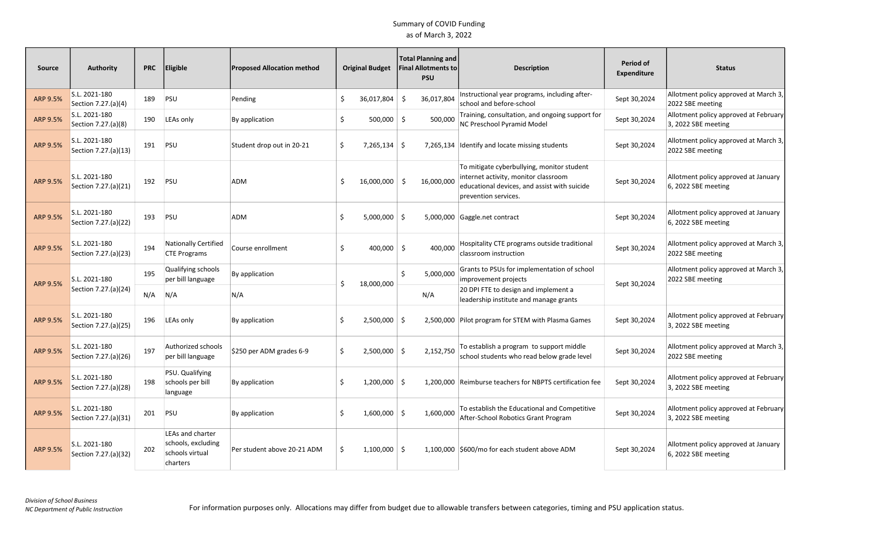# Summary of COVID Funding

as of March 3, 2022

| Source | Authority | PRC | Eligible | Proposed Allocation method | Original Budget | Total Planning and Final Allotments to PSU | Description | Period of Expenditure | Status |
|---|---|---|---|---|---|---|---|---|---|
| ARP 9.5% | S.L. 2021-180 Section 7.27.(a)(4) | 189 | PSU | Pending | $ 36,017,804 | $ 36,017,804 | Instructional year programs, including after-school and before-school | Sept 30,2024 | Allotment policy approved at March 3, 2022 SBE meeting |
| ARP 9.5% | S.L. 2021-180 Section 7.27.(a)(8) | 190 | LEAs only | By application | $ 500,000 | $ 500,000 | Training, consultation, and ongoing support for NC Preschool Pyramid Model | Sept 30,2024 | Allotment policy approved at February 3, 2022 SBE meeting |
| ARP 9.5% | S.L. 2021-180 Section 7.27.(a)(13) | 191 | PSU | Student drop out in 20-21 | $ 7,265,134 | $ 7,265,134 | Identify and locate missing students | Sept 30,2024 | Allotment policy approved at March 3, 2022 SBE meeting |
| ARP 9.5% | S.L. 2021-180 Section 7.27.(a)(21) | 192 | PSU | ADM | $ 16,000,000 | $ 16,000,000 | To mitigate cyberbullying, monitor student internet activity, monitor classroom educational devices, and assist with suicide prevention services. | Sept 30,2024 | Allotment policy approved at January 6, 2022 SBE meeting |
| ARP 9.5% | S.L. 2021-180 Section 7.27.(a)(22) | 193 | PSU | ADM | $ 5,000,000 | $ 5,000,000 | Gaggle.net contract | Sept 30,2024 | Allotment policy approved at January 6, 2022 SBE meeting |
| ARP 9.5% | S.L. 2021-180 Section 7.27.(a)(23) | 194 | Nationally Certified CTE Programs | Course enrollment | $ 400,000 | $ 400,000 | Hospitality CTE programs outside traditional classroom instruction | Sept 30,2024 | Allotment policy approved at March 3, 2022 SBE meeting |
| ARP 9.5% | S.L. 2021-180 Section 7.27.(a)(24) | 195 | Qualifying schools per bill language | By application | $ 18,000,000 | $ 5,000,000 | Grants to PSUs for implementation of school improvement projects | Sept 30,2024 | Allotment policy approved at March 3, 2022 SBE meeting |
| | | N/A | N/A | N/A | | N/A | 20 DPI FTE to design and implement a leadership institute and manage grants | | |
| ARP 9.5% | S.L. 2021-180 Section 7.27.(a)(25) | 196 | LEAs only | By application | $ 2,500,000 | $ 2,500,000 | Pilot program for STEM with Plasma Games | Sept 30,2024 | Allotment policy approved at February 3, 2022 SBE meeting |
| ARP 9.5% | S.L. 2021-180 Section 7.27.(a)(26) | 197 | Authorized schools per bill language | $250 per ADM grades 6-9 | $ 2,500,000 | $ 2,152,750 | To establish a program to support middle school students who read below grade level | Sept 30,2024 | Allotment policy approved at March 3, 2022 SBE meeting |
| ARP 9.5% | S.L. 2021-180 Section 7.27.(a)(28) | 198 | PSU. Qualifying schools per bill language | By application | $ 1,200,000 | $ 1,200,000 | Reimburse teachers for NBPTS certification fee | Sept 30,2024 | Allotment policy approved at February 3, 2022 SBE meeting |
| ARP 9.5% | S.L. 2021-180 Section 7.27.(a)(31) | 201 | PSU | By application | $ 1,600,000 | $ 1,600,000 | To establish the Educational and Competitive After-School Robotics Grant Program | Sept 30,2024 | Allotment policy approved at February 3, 2022 SBE meeting |
| ARP 9.5% | S.L. 2021-180 Section 7.27.(a)(32) | 202 | LEAs and charter schools, excluding schools virtual charters | Per student above 20-21 ADM | $ 1,100,000 | $ 1,100,000 | $600/mo for each student above ADM | Sept 30,2024 | Allotment policy approved at January 6, 2022 SBE meeting |

*Division of School Business*
*NC Department of Public Instruction*

For information purposes only. Allocations may differ from budget due to allowable transfers between categories, timing and PSU application status.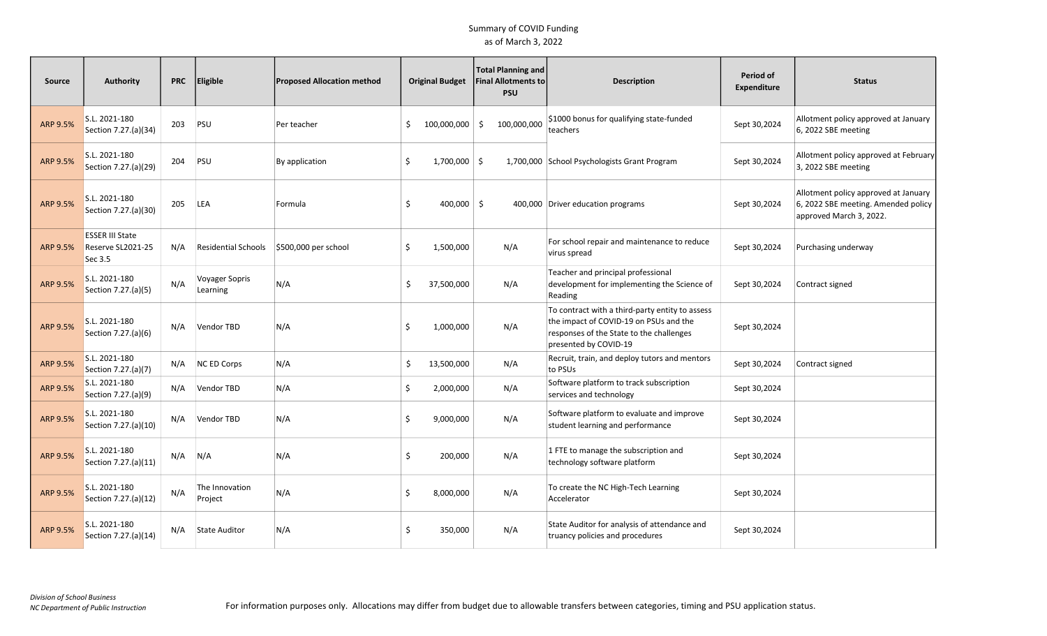Summary of COVID Funding
as of March 3, 2022

| Source | Authority | PRC | Eligible | Proposed Allocation method | Original Budget | Total Planning and Final Allotments to PSU | Description | Period of Expenditure | Status |
|---|---|---|---|---|---|---|---|---|---|
| ARP 9.5% | S.L. 2021-180 Section 7.27.(a)(34) | 203 | PSU | Per teacher | $ 100,000,000 | $ 100,000,000 | $1000 bonus for qualifying state-funded teachers | Sept 30,2024 | Allotment policy approved at January 6, 2022 SBE meeting |
| ARP 9.5% | S.L. 2021-180 Section 7.27.(a)(29) | 204 | PSU | By application | $ 1,700,000 | $ 1,700,000 | School Psychologists Grant Program | Sept 30,2024 | Allotment policy approved at February 3, 2022 SBE meeting |
| ARP 9.5% | S.L. 2021-180 Section 7.27.(a)(30) | 205 | LEA | Formula | $ 400,000 | $ 400,000 | Driver education programs | Sept 30,2024 | Allotment policy approved at January 6, 2022 SBE meeting. Amended policy approved March 3, 2022. |
| ARP 9.5% | ESSER III State Reserve SL2021-25 Sec 3.5 | N/A | Residential Schools | $500,000 per school | $ 1,500,000 | N/A | For school repair and maintenance to reduce virus spread | Sept 30,2024 | Purchasing underway |
| ARP 9.5% | S.L. 2021-180 Section 7.27.(a)(5) | N/A | Voyager Sopris Learning | N/A | $ 37,500,000 | N/A | Teacher and principal professional development for implementing the Science of Reading | Sept 30,2024 | Contract signed |
| ARP 9.5% | S.L. 2021-180 Section 7.27.(a)(6) | N/A | Vendor TBD | N/A | $ 1,000,000 | N/A | To contract with a third-party entity to assess the impact of COVID-19 on PSUs and the responses of the State to the challenges presented by COVID-19 | Sept 30,2024 | |
| ARP 9.5% | S.L. 2021-180 Section 7.27.(a)(7) | N/A | NC ED Corps | N/A | $ 13,500,000 | N/A | Recruit, train, and deploy tutors and mentors to PSUs | Sept 30,2024 | Contract signed |
| ARP 9.5% | S.L. 2021-180 Section 7.27.(a)(9) | N/A | Vendor TBD | N/A | $ 2,000,000 | N/A | Software platform to track subscription services and technology | Sept 30,2024 | |
| ARP 9.5% | S.L. 2021-180 Section 7.27.(a)(10) | N/A | Vendor TBD | N/A | $ 9,000,000 | N/A | Software platform to evaluate and improve student learning and performance | Sept 30,2024 | |
| ARP 9.5% | S.L. 2021-180 Section 7.27.(a)(11) | N/A | N/A | N/A | $ 200,000 | N/A | 1 FTE to manage the subscription and technology software platform | Sept 30,2024 | |
| ARP 9.5% | S.L. 2021-180 Section 7.27.(a)(12) | N/A | The Innovation Project | N/A | $ 8,000,000 | N/A | To create the NC High-Tech Learning Accelerator | Sept 30,2024 | |
| ARP 9.5% | S.L. 2021-180 Section 7.27.(a)(14) | N/A | State Auditor | N/A | $ 350,000 | N/A | State Auditor for analysis of attendance and truancy policies and procedures | Sept 30,2024 | |

*Division of School Business*
*NC Department of Public Instruction*

For information purposes only. Allocations may differ from budget due to allowable transfers between categories, timing and PSU application status.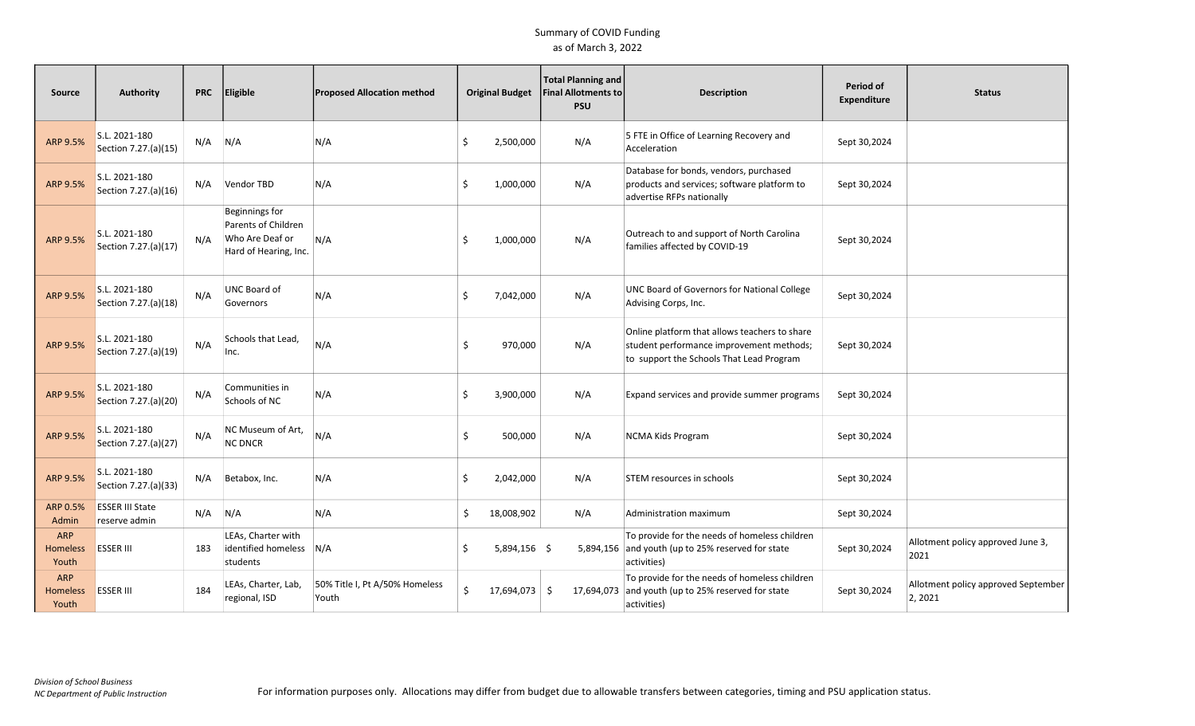Summary of COVID Funding
as of March 3, 2022

| Source | Authority | PRC | Eligible | Proposed Allocation method | Original Budget | Total Planning and Final Allotments to PSU | Description | Period of Expenditure | Status |
|---|---|---|---|---|---|---|---|---|---|
| ARP 9.5% | S.L. 2021-180 Section 7.27.(a)(15) | N/A | N/A | N/A | $ 2,500,000 | N/A | 5 FTE in Office of Learning Recovery and Acceleration | Sept 30,2024 | |
| ARP 9.5% | S.L. 2021-180 Section 7.27.(a)(16) | N/A | Vendor TBD | N/A | $ 1,000,000 | N/A | Database for bonds, vendors, purchased products and services; software platform to advertise RFPs nationally | Sept 30,2024 | |
| ARP 9.5% | S.L. 2021-180 Section 7.27.(a)(17) | N/A | Beginnings for Parents of Children Who Are Deaf or Hard of Hearing, Inc. | N/A | $ 1,000,000 | N/A | Outreach to and support of North Carolina families affected by COVID-19 | Sept 30,2024 | |
| ARP 9.5% | S.L. 2021-180 Section 7.27.(a)(18) | N/A | UNC Board of Governors | N/A | $ 7,042,000 | N/A | UNC Board of Governors for National College Advising Corps, Inc. | Sept 30,2024 | |
| ARP 9.5% | S.L. 2021-180 Section 7.27.(a)(19) | N/A | Schools that Lead, Inc. | N/A | $ 970,000 | N/A | Online platform that allows teachers to share student performance improvement methods; to support the Schools That Lead Program | Sept 30,2024 | |
| ARP 9.5% | S.L. 2021-180 Section 7.27.(a)(20) | N/A | Communities in Schools of NC | N/A | $ 3,900,000 | N/A | Expand services and provide summer programs | Sept 30,2024 | |
| ARP 9.5% | S.L. 2021-180 Section 7.27.(a)(27) | N/A | NC Museum of Art, NC DNCR | N/A | $ 500,000 | N/A | NCMA Kids Program | Sept 30,2024 | |
| ARP 9.5% | S.L. 2021-180 Section 7.27.(a)(33) | N/A | Betabox, Inc. | N/A | $ 2,042,000 | N/A | STEM resources in schools | Sept 30,2024 | |
| ARP 0.5% Admin | ESSER III State reserve admin | N/A | N/A | N/A | $ 18,008,902 | N/A | Administration maximum | Sept 30,2024 | |
| ARP Homeless Youth | ESSER III | 183 | LEAs, Charter with identified homeless students | N/A | $ 5,894,156 | $ 5,894,156 | To provide for the needs of homeless children and youth (up to 25% reserved for state activities) | Sept 30,2024 | Allotment policy approved June 3, 2021 |
| ARP Homeless Youth | ESSER III | 184 | LEAs, Charter, Lab, regional, ISD | 50% Title I, Pt A/50% Homeless Youth | $ 17,694,073 | $ 17,694,073 | To provide for the needs of homeless children and youth (up to 25% reserved for state activities) | Sept 30,2024 | Allotment policy approved September 2, 2021 |

*Division of School Business*
*NC Department of Public Instruction*

For information purposes only. Allocations may differ from budget due to allowable transfers between categories, timing and PSU application status.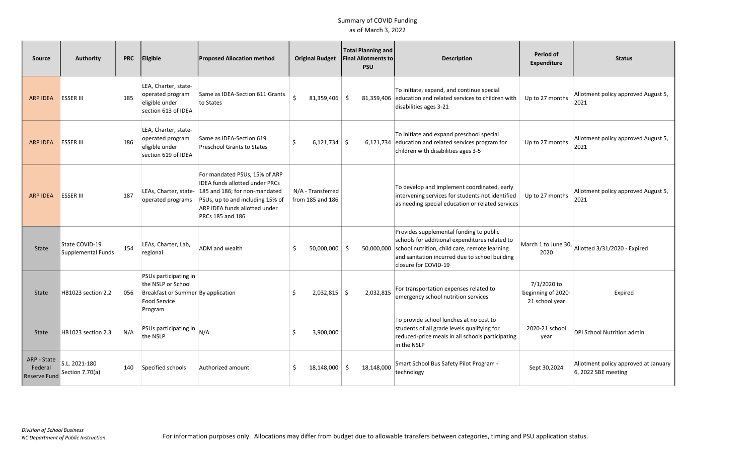Summary of COVID Funding
as of March 3, 2022

| Source | Authority | PRC | Eligible | Proposed Allocation method | Original Budget | Total Planning and Final Allotments to PSU | Description | Period of Expenditure | Status |
|---|---|---|---|---|---|---|---|---|---|
| ARP IDEA | ESSER III | 185 | LEA, Charter, state-operated program eligible under section 613 of IDEA | Same as IDEA-Section 611 Grants to States | $ 81,359,406 | $ 81,359,406 | To initiate, expand, and continue special education and related services to children with disabilities ages 3-21 | Up to 27 months | Allotment policy approved August 5, 2021 |
| ARP IDEA | ESSER III | 186 | LEA, Charter, state-operated program eligible under section 619 of IDEA | Same as IDEA-Section 619 Preschool Grants to States | $ 6,121,734 | $ 6,121,734 | To initiate and expand preschool special education and related services program for children with disabilities ages 3-5 | Up to 27 months | Allotment policy approved August 5, 2021 |
| ARP IDEA | ESSER III | 187 | LEAs, Charter, state-operated programs | For mandated PSUs, 15% of ARP IDEA funds allotted under PRCs 185 and 186; for non-mandated PSUs, up to and including 15% of ARP IDEA funds allotted under PRCs 185 and 186 | N/A - Transferred from 185 and 186 | | To develop and implement coordinated, early intervening services for students not identified as needing special education or related services | Up to 27 months | Allotment policy approved August 5, 2021 |
| State | State COVID-19 Supplemental Funds | 154 | LEAs, Charter, Lab, regional | ADM and wealth | $ 50,000,000 | $ 50,000,000 | Provides supplemental funding to public schools for additional expenditures related to school nutrition, child care, remote learning and sanitation incurred due to school building closure for COVID-19 | March 1 to June 30, 2020 | Allotted 3/31/2020 - Expired |
| State | HB1023 section 2.2 | 056 | PSUs participating in the NSLP or School Breakfast or Summer Food Service Program | By application | $ 2,032,815 | $ 2,032,815 | For transportation expenses related to emergency school nutrition services | 7/1/2020 to beginning of 2020-21 school year | Expired |
| State | HB1023 section 2.3 | N/A | PSUs participating in the NSLP | N/A | $ 3,900,000 | | To provide school lunches at no cost to students of all grade levels qualifying for reduced-price meals in all schools participating in the NSLP | 2020-21 school year | DPI School Nutrition admin |
| ARP - State Federal Reserve Fund | S.L. 2021-180 Section 7.70(a) | 140 | Specified schools | Authorized amount | $ 18,148,000 | $ 18,148,000 | Smart School Bus Safety Pilot Program - technology | Sept 30,2024 | Allotment policy approved at January 6, 2022 SBE meeting |

*Division of School Business*
*NC Department of Public Instruction*

For information purposes only. Allocations may differ from budget due to allowable transfers between categories, timing and PSU application status.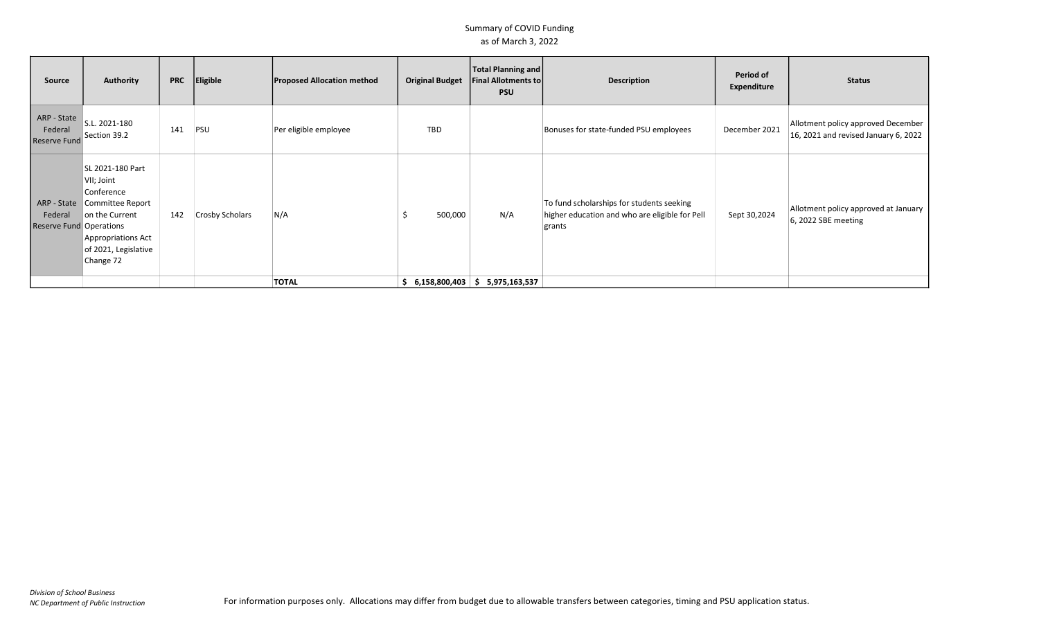Summary of COVID Funding
as of March 3, 2022

| Source | Authority | PRC | Eligible | Proposed Allocation method | Original Budget | Total Planning and Final Allotments to PSU | Description | Period of Expenditure | Status |
|---|---|---|---|---|---|---|---|---|---|
| ARP - State Federal Reserve Fund | S.L. 2021-180 Section 39.2 | 141 | PSU | Per eligible employee | TBD | | Bonuses for state-funded PSU employees | December 2021 | Allotment policy approved December 16, 2021 and revised January 6, 2022 |
| ARP - State Federal Reserve Fund | SL 2021-180 Part VII; Joint Conference Committee Report on the Current Operations Appropriations Act of 2021, Legislative Change 72 | 142 | Crosby Scholars | N/A | $ 500,000 | N/A | To fund scholarships for students seeking higher education and who are eligible for Pell grants | Sept 30,2024 | Allotment policy approved at January 6, 2022 SBE meeting |
| | | | | **TOTAL** | **$ 6,158,800,403** | **$ 5,975,163,537** | | | |

*Division of School Business*
*NC Department of Public Instruction*

For information purposes only. Allocations may differ from budget due to allowable transfers between categories, timing and PSU application status.